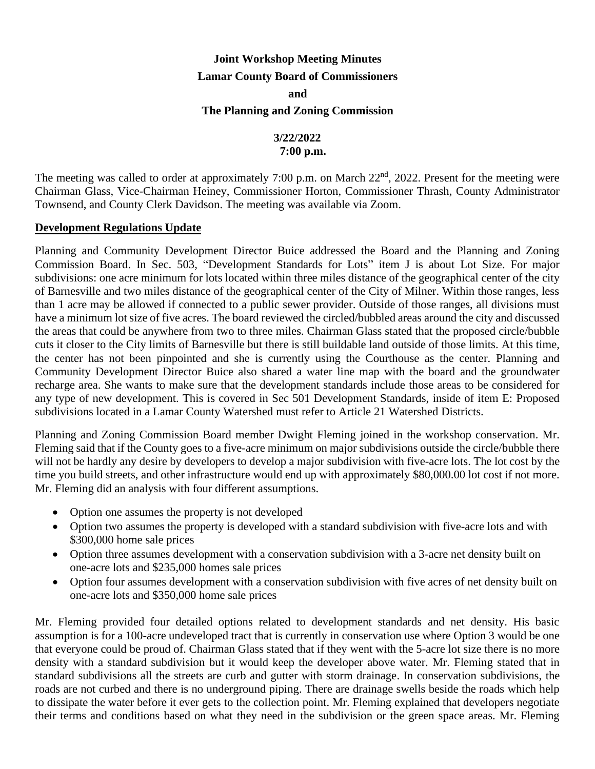**Joint Workshop Meeting Minutes**

**Lamar County Board of Commissioners**

**and**

**The Planning and Zoning Commission**

**3/22/2022**

**7:00 p.m.**

The meeting was called to order at approximately 7:00 p.m. on March 22nd, 2022. Present for the meeting were Chairman Glass, Vice-Chairman Heiney, Commissioner Horton, Commissioner Thrash, County Administrator Townsend, and County Clerk Davidson. The meeting was available via Zoom.

**Development Regulations Update**

Planning and Community Development Director Buice addressed the Board and the Planning and Zoning Commission Board. In Sec. 503, "Development Standards for Lots" item J is about Lot Size. For major subdivisions: one acre minimum for lots located within three miles distance of the geographical center of the city of Barnesville and two miles distance of the geographical center of the City of Milner. Within those ranges, less than 1 acre may be allowed if connected to a public sewer provider. Outside of those ranges, all divisions must have a minimum lot size of five acres. The board reviewed the circled/bubbled areas around the city and discussed the areas that could be anywhere from two to three miles. Chairman Glass stated that the proposed circle/bubble cuts it closer to the City limits of Barnesville but there is still buildable land outside of those limits. At this time, the center has not been pinpointed and she is currently using the Courthouse as the center. Planning and Community Development Director Buice also shared a water line map with the board and the groundwater recharge area. She wants to make sure that the development standards include those areas to be considered for any type of new development. This is covered in Sec 501 Development Standards, inside of item E: Proposed subdivisions located in a Lamar County Watershed must refer to Article 21 Watershed Districts.

Planning and Zoning Commission Board member Dwight Fleming joined in the workshop conservation. Mr. Fleming said that if the County goes to a five-acre minimum on major subdivisions outside the circle/bubble there will not be hardly any desire by developers to develop a major subdivision with five-acre lots. The lot cost by the time you build streets, and other infrastructure would end up with approximately $80,000.00 lot cost if not more. Mr. Fleming did an analysis with four different assumptions.

- Option one assumes the property is not developed
- Option two assumes the property is developed with a standard subdivision with five-acre lots and with $300,000 home sale prices
- Option three assumes development with a conservation subdivision with a 3-acre net density built on one-acre lots and $235,000 homes sale prices
- Option four assumes development with a conservation subdivision with five acres of net density built on one-acre lots and $350,000 home sale prices

Mr. Fleming provided four detailed options related to development standards and net density. His basic assumption is for a 100-acre undeveloped tract that is currently in conservation use where Option 3 would be one that everyone could be proud of. Chairman Glass stated that if they went with the 5-acre lot size there is no more density with a standard subdivision but it would keep the developer above water. Mr. Fleming stated that in standard subdivisions all the streets are curb and gutter with storm drainage. In conservation subdivisions, the roads are not curbed and there is no underground piping. There are drainage swells beside the roads which help to dissipate the water before it ever gets to the collection point. Mr. Fleming explained that developers negotiate their terms and conditions based on what they need in the subdivision or the green space areas. Mr. Fleming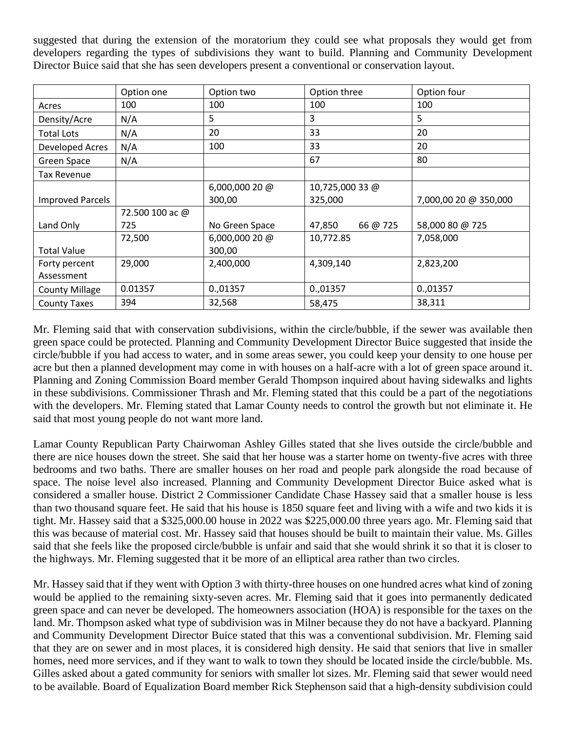suggested that during the extension of the moratorium they could see what proposals they would get from developers regarding the types of subdivisions they want to build. Planning and Community Development Director Buice said that she has seen developers present a conventional or conservation layout.

| | Option one | Option two | Option three | Option four |
|---|---|---|---|---|
| Acres | 100 | 100 | 100 | 100 |
| Density/Acre | N/A | 5 | 3 | 5 |
| Total Lots | N/A | 20 | 33 | 20 |
| Developed Acres | N/A | 100 | 33 | 20 |
| Green Space | N/A | | 67 | 80 |
| Tax Revenue | | | | |
| Improved Parcels | | 6,000,000 20 @ 300,00 | 10,725,000 33 @ 325,000 | 7,000,00 20 @ 350,000 |
| Land Only | 72.500 100 ac @ 725 | No Green Space | 47,850 66 @ 725 | 58,000 80 @ 725 |
| Total Value | 72,500 | 6,000,000 20 @ 300,00 | 10,772.85 | 7,058,000 |
| Forty percent Assessment | 29,000 | 2,400,000 | 4,309,140 | 2,823,200 |
| County Millage | 0.01357 | 0.,01357 | 0.,01357 | 0.,01357 |
| County Taxes | 394 | 32,568 | 58,475 | 38,311 |

Mr. Fleming said that with conservation subdivisions, within the circle/bubble, if the sewer was available then green space could be protected. Planning and Community Development Director Buice suggested that inside the circle/bubble if you had access to water, and in some areas sewer, you could keep your density to one house per acre but then a planned development may come in with houses on a half-acre with a lot of green space around it. Planning and Zoning Commission Board member Gerald Thompson inquired about having sidewalks and lights in these subdivisions. Commissioner Thrash and Mr. Fleming stated that this could be a part of the negotiations with the developers. Mr. Fleming stated that Lamar County needs to control the growth but not eliminate it. He said that most young people do not want more land.

Lamar County Republican Party Chairwoman Ashley Gilles stated that she lives outside the circle/bubble and there are nice houses down the street. She said that her house was a starter home on twenty-five acres with three bedrooms and two baths. There are smaller houses on her road and people park alongside the road because of space. The noise level also increased. Planning and Community Development Director Buice asked what is considered a smaller house. District 2 Commissioner Candidate Chase Hassey said that a smaller house is less than two thousand square feet. He said that his house is 1850 square feet and living with a wife and two kids it is tight. Mr. Hassey said that a $325,000.00 house in 2022 was $225,000.00 three years ago. Mr. Fleming said that this was because of material cost. Mr. Hassey said that houses should be built to maintain their value. Ms. Gilles said that she feels like the proposed circle/bubble is unfair and said that she would shrink it so that it is closer to the highways. Mr. Fleming suggested that it be more of an elliptical area rather than two circles.

Mr. Hassey said that if they went with Option 3 with thirty-three houses on one hundred acres what kind of zoning would be applied to the remaining sixty-seven acres. Mr. Fleming said that it goes into permanently dedicated green space and can never be developed. The homeowners association (HOA) is responsible for the taxes on the land. Mr. Thompson asked what type of subdivision was in Milner because they do not have a backyard. Planning and Community Development Director Buice stated that this was a conventional subdivision. Mr. Fleming said that they are on sewer and in most places, it is considered high density. He said that seniors that live in smaller homes, need more services, and if they want to walk to town they should be located inside the circle/bubble. Ms. Gilles asked about a gated community for seniors with smaller lot sizes. Mr. Fleming said that sewer would need to be available. Board of Equalization Board member Rick Stephenson said that a high-density subdivision could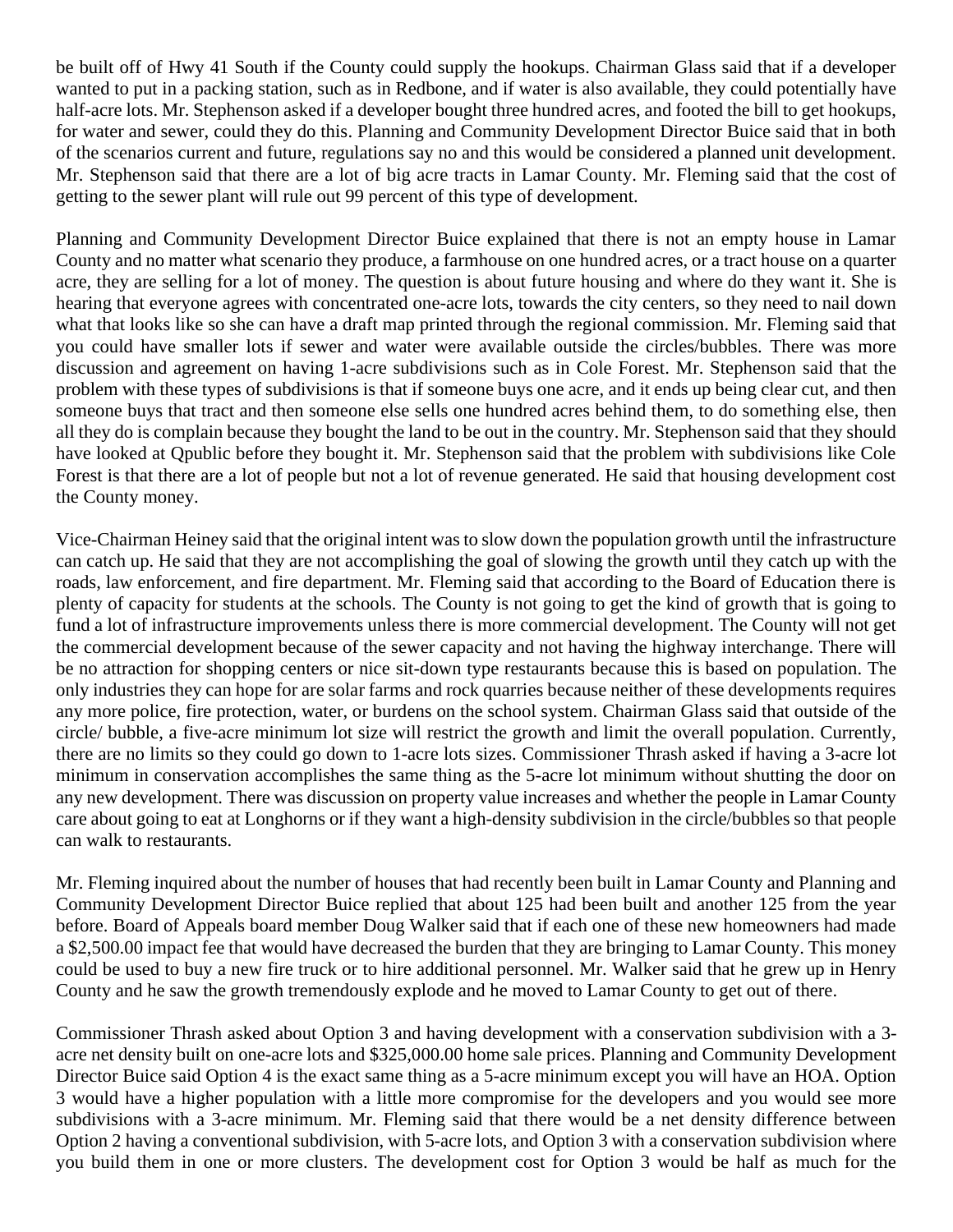be built off of Hwy 41 South if the County could supply the hookups. Chairman Glass said that if a developer wanted to put in a packing station, such as in Redbone, and if water is also available, they could potentially have half-acre lots. Mr. Stephenson asked if a developer bought three hundred acres, and footed the bill to get hookups, for water and sewer, could they do this. Planning and Community Development Director Buice said that in both of the scenarios current and future, regulations say no and this would be considered a planned unit development. Mr. Stephenson said that there are a lot of big acre tracts in Lamar County. Mr. Fleming said that the cost of getting to the sewer plant will rule out 99 percent of this type of development.

Planning and Community Development Director Buice explained that there is not an empty house in Lamar County and no matter what scenario they produce, a farmhouse on one hundred acres, or a tract house on a quarter acre, they are selling for a lot of money. The question is about future housing and where do they want it. She is hearing that everyone agrees with concentrated one-acre lots, towards the city centers, so they need to nail down what that looks like so she can have a draft map printed through the regional commission. Mr. Fleming said that you could have smaller lots if sewer and water were available outside the circles/bubbles. There was more discussion and agreement on having 1-acre subdivisions such as in Cole Forest. Mr. Stephenson said that the problem with these types of subdivisions is that if someone buys one acre, and it ends up being clear cut, and then someone buys that tract and then someone else sells one hundred acres behind them, to do something else, then all they do is complain because they bought the land to be out in the country. Mr. Stephenson said that they should have looked at Qpublic before they bought it. Mr. Stephenson said that the problem with subdivisions like Cole Forest is that there are a lot of people but not a lot of revenue generated. He said that housing development cost the County money.

Vice-Chairman Heiney said that the original intent was to slow down the population growth until the infrastructure can catch up. He said that they are not accomplishing the goal of slowing the growth until they catch up with the roads, law enforcement, and fire department. Mr. Fleming said that according to the Board of Education there is plenty of capacity for students at the schools. The County is not going to get the kind of growth that is going to fund a lot of infrastructure improvements unless there is more commercial development. The County will not get the commercial development because of the sewer capacity and not having the highway interchange. There will be no attraction for shopping centers or nice sit-down type restaurants because this is based on population. The only industries they can hope for are solar farms and rock quarries because neither of these developments requires any more police, fire protection, water, or burdens on the school system. Chairman Glass said that outside of the circle/ bubble, a five-acre minimum lot size will restrict the growth and limit the overall population. Currently, there are no limits so they could go down to 1-acre lots sizes. Commissioner Thrash asked if having a 3-acre lot minimum in conservation accomplishes the same thing as the 5-acre lot minimum without shutting the door on any new development. There was discussion on property value increases and whether the people in Lamar County care about going to eat at Longhorns or if they want a high-density subdivision in the circle/bubbles so that people can walk to restaurants.

Mr. Fleming inquired about the number of houses that had recently been built in Lamar County and Planning and Community Development Director Buice replied that about 125 had been built and another 125 from the year before. Board of Appeals board member Doug Walker said that if each one of these new homeowners had made a $2,500.00 impact fee that would have decreased the burden that they are bringing to Lamar County. This money could be used to buy a new fire truck or to hire additional personnel. Mr. Walker said that he grew up in Henry County and he saw the growth tremendously explode and he moved to Lamar County to get out of there.

Commissioner Thrash asked about Option 3 and having development with a conservation subdivision with a 3-acre net density built on one-acre lots and $325,000.00 home sale prices. Planning and Community Development Director Buice said Option 4 is the exact same thing as a 5-acre minimum except you will have an HOA. Option 3 would have a higher population with a little more compromise for the developers and you would see more subdivisions with a 3-acre minimum. Mr. Fleming said that there would be a net density difference between Option 2 having a conventional subdivision, with 5-acre lots, and Option 3 with a conservation subdivision where you build them in one or more clusters. The development cost for Option 3 would be half as much for the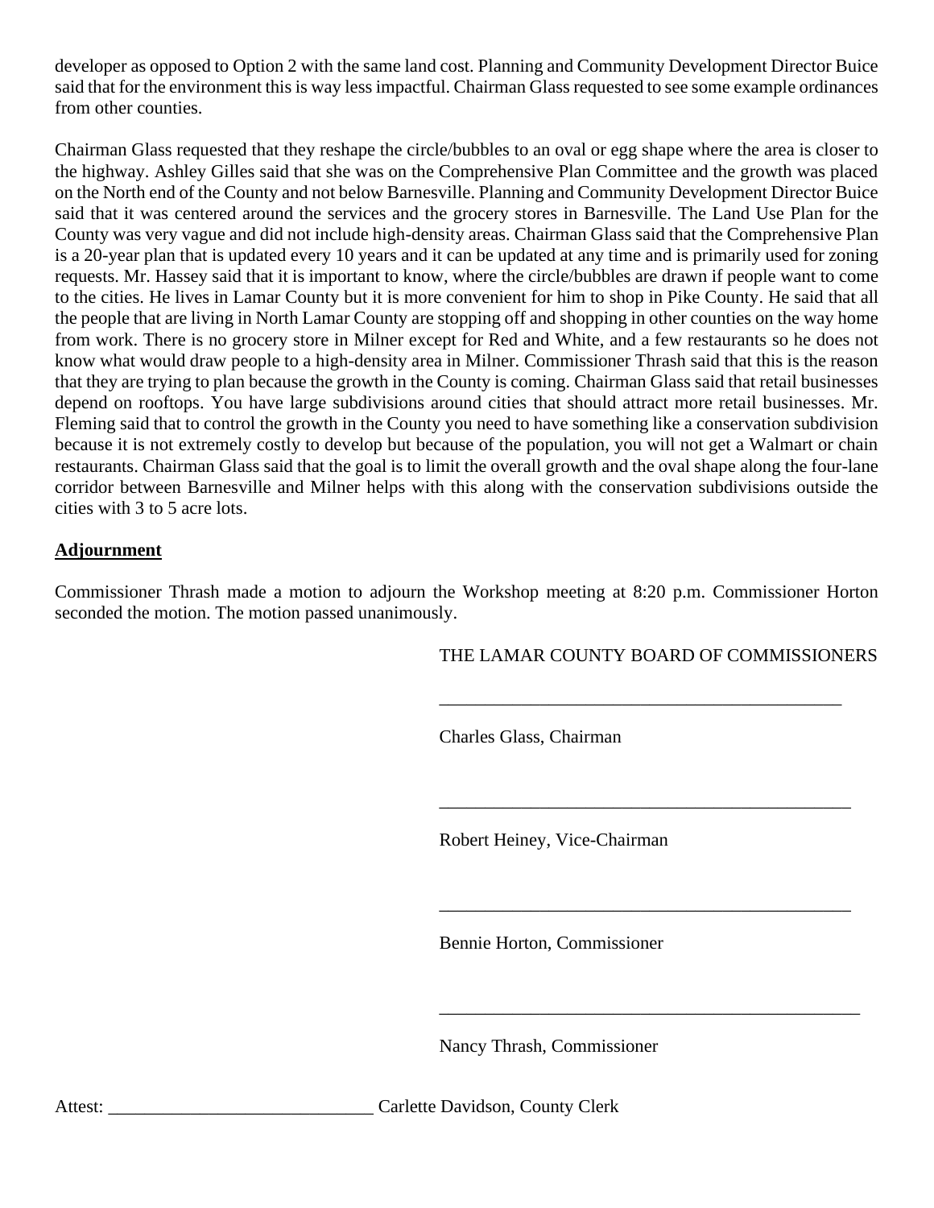developer as opposed to Option 2 with the same land cost. Planning and Community Development Director Buice said that for the environment this is way less impactful. Chairman Glass requested to see some example ordinances from other counties.

Chairman Glass requested that they reshape the circle/bubbles to an oval or egg shape where the area is closer to the highway. Ashley Gilles said that she was on the Comprehensive Plan Committee and the growth was placed on the North end of the County and not below Barnesville. Planning and Community Development Director Buice said that it was centered around the services and the grocery stores in Barnesville. The Land Use Plan for the County was very vague and did not include high-density areas. Chairman Glass said that the Comprehensive Plan is a 20-year plan that is updated every 10 years and it can be updated at any time and is primarily used for zoning requests. Mr. Hassey said that it is important to know, where the circle/bubbles are drawn if people want to come to the cities. He lives in Lamar County but it is more convenient for him to shop in Pike County. He said that all the people that are living in North Lamar County are stopping off and shopping in other counties on the way home from work. There is no grocery store in Milner except for Red and White, and a few restaurants so he does not know what would draw people to a high-density area in Milner. Commissioner Thrash said that this is the reason that they are trying to plan because the growth in the County is coming. Chairman Glass said that retail businesses depend on rooftops. You have large subdivisions around cities that should attract more retail businesses. Mr. Fleming said that to control the growth in the County you need to have something like a conservation subdivision because it is not extremely costly to develop but because of the population, you will not get a Walmart or chain restaurants. Chairman Glass said that the goal is to limit the overall growth and the oval shape along the four-lane corridor between Barnesville and Milner helps with this along with the conservation subdivisions outside the cities with 3 to 5 acre lots.

**Adjournment**

Commissioner Thrash made a motion to adjourn the Workshop meeting at 8:20 p.m. Commissioner Horton seconded the motion. The motion passed unanimously.

THE LAMAR COUNTY BOARD OF COMMISSIONERS

\_\_\_\_\_\_\_\_\_\_\_\_\_\_\_\_\_\_\_\_\_\_\_\_\_\_\_\_\_\_\_\_\_\_\_\_\_\_\_\_\_\_\_\_

Charles Glass, Chairman

\_\_\_\_\_\_\_\_\_\_\_\_\_\_\_\_\_\_\_\_\_\_\_\_\_\_\_\_\_\_\_\_\_\_\_\_\_\_\_\_\_\_\_\_

Robert Heiney, Vice-Chairman

\_\_\_\_\_\_\_\_\_\_\_\_\_\_\_\_\_\_\_\_\_\_\_\_\_\_\_\_\_\_\_\_\_\_\_\_\_\_\_\_\_\_\_\_

Bennie Horton, Commissioner

\_\_\_\_\_\_\_\_\_\_\_\_\_\_\_\_\_\_\_\_\_\_\_\_\_\_\_\_\_\_\_\_\_\_\_\_\_\_\_\_\_\_\_\_

Nancy Thrash, Commissioner

Attest: \_\_\_\_\_\_\_\_\_\_\_\_\_\_\_\_\_\_\_\_\_\_\_\_\_\_\_\_\_ Carlette Davidson, County Clerk